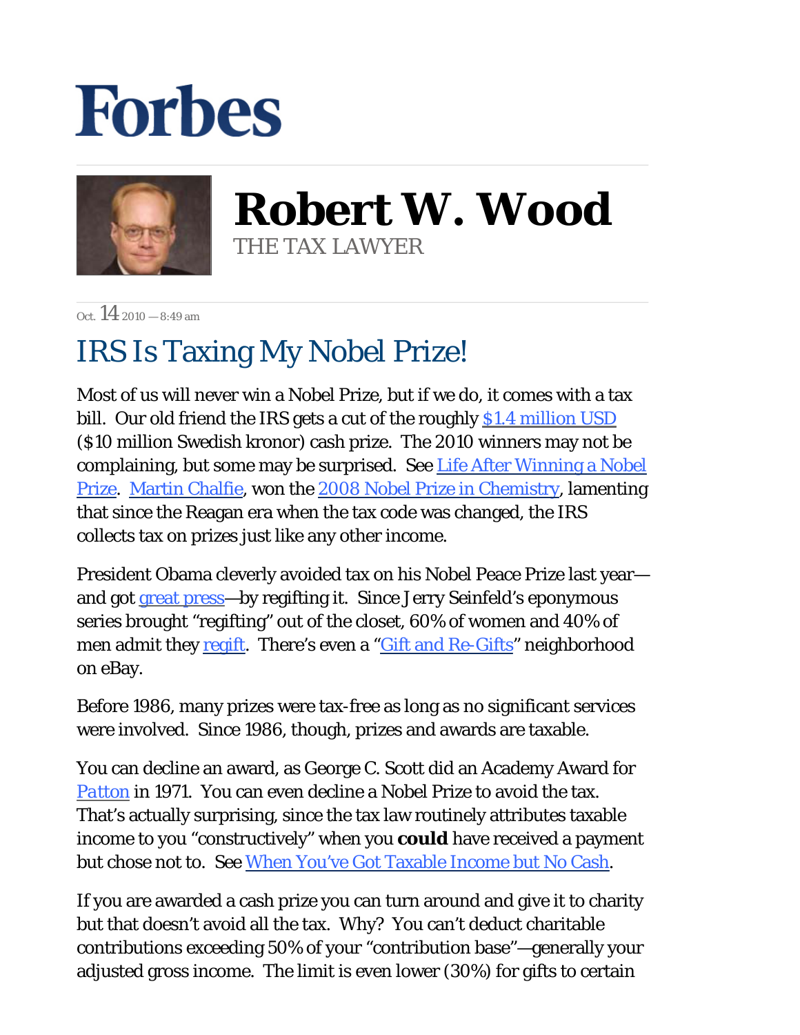# Forbes

## Robert W. Wood

THE TAX LAWYER

Oct. 14 2010 — 8:49 am

# IRS Is Taxing My Nobel Prize!

Most of us will never win a Nobel Prize, but if we do, it comes with a tax bill. Our old friend the IRS gets a cut of the roughly $1.4 million USD ($10 million Swedish kronor) cash prize. The 2010 winners may not be complaining, but some may be surprised. See Life After Winning a Nobel Prize. Martin Chalfie, won the 2008 Nobel Prize in Chemistry, lamenting that since the Reagan era when the tax code was changed, the IRS collects tax on prizes just like any other income.

President Obama cleverly avoided tax on his Nobel Peace Prize last year—and got great press—by regifting it. Since Jerry Seinfeld's eponymous series brought "regifting" out of the closet, 60% of women and 40% of men admit they regift. There's even a "Gift and Re-Gifts" neighborhood on eBay.

Before 1986, many prizes were tax-free as long as no significant services were involved. Since 1986, though, prizes and awards are taxable.

You can decline an award, as George C. Scott did an Academy Award for *Patton* in 1971. You can even decline a Nobel Prize to avoid the tax. That's actually surprising, since the tax law routinely attributes taxable income to you "constructively" when you **could** have received a payment but chose not to. See When You've Got Taxable Income but No Cash.

If you are awarded a cash prize you can turn around and give it to charity but that doesn't avoid all the tax. Why? You can't deduct charitable contributions exceeding 50% of your "contribution base"—generally your adjusted gross income. The limit is even lower (30%) for gifts to certain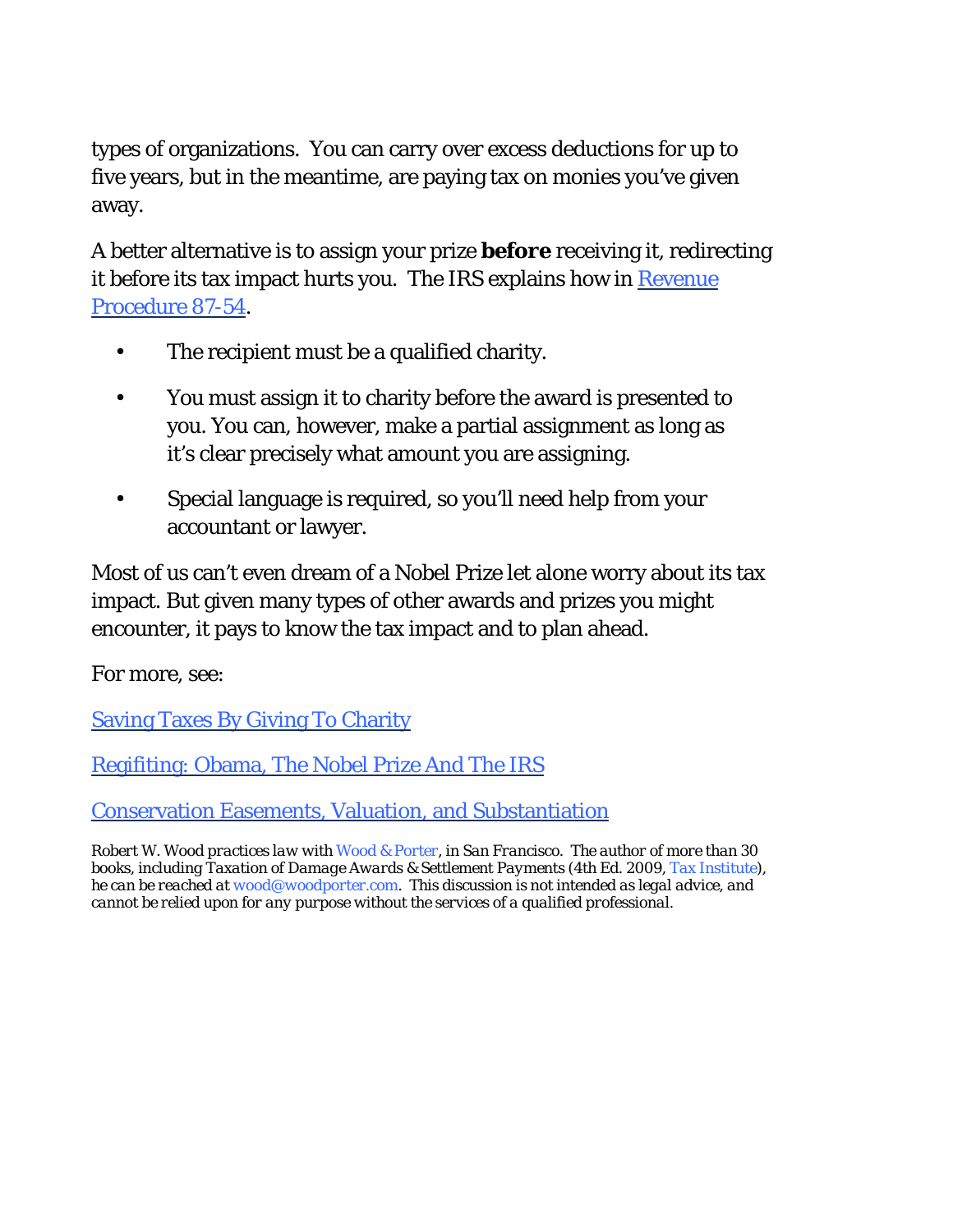types of organizations. You can carry over excess deductions for up to five years, but in the meantime, are paying tax on monies you've given away.

A better alternative is to assign your prize **before** receiving it, redirecting it before its tax impact hurts you. The IRS explains how in [Revenue Procedure 87-54](#).

- The recipient must be a qualified charity.
- You must assign it to charity before the award is presented to you. You can, however, make a partial assignment as long as it's clear precisely what amount you are assigning.
- Special language is required, so you'll need help from your accountant or lawyer.

Most of us can't even dream of a Nobel Prize let alone worry about its tax impact. But given many types of other awards and prizes you might encounter, it pays to know the tax impact and to plan ahead.

For more, see:

[Saving Taxes By Giving To Charity](#)

[Regifiting: Obama, The Nobel Prize And The IRS](#)

[Conservation Easements, Valuation, and Substantiation](#)

*Robert W. Wood practices law with Wood & Porter, in San Francisco. The author of more than 30 books, including Taxation of Damage Awards & Settlement Payments (4th Ed. 2009, Tax Institute), he can be reached at wood@woodporter.com. This discussion is not intended as legal advice, and cannot be relied upon for any purpose without the services of a qualified professional.*